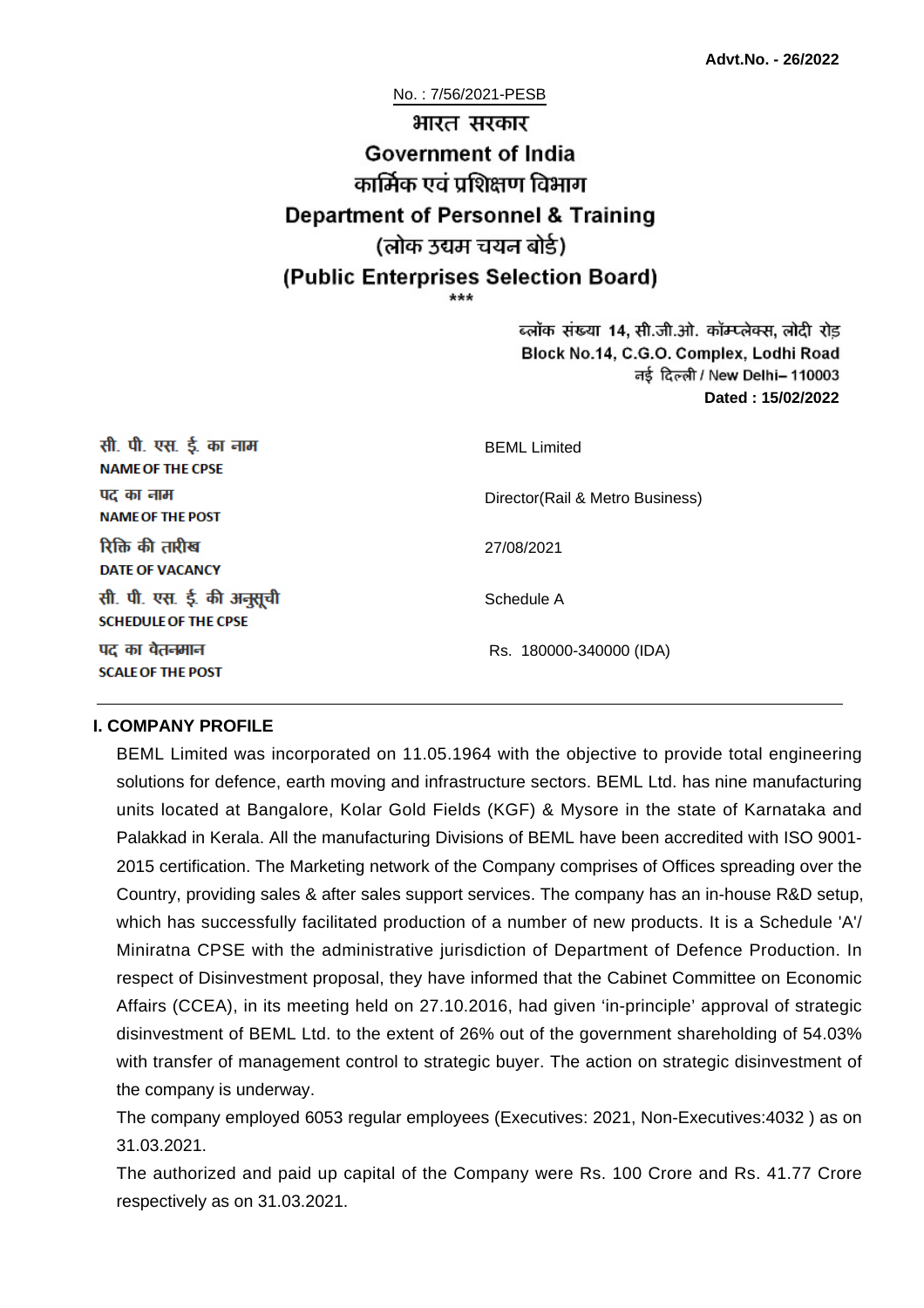**Advt.No. - 26/2022**

No. : 7/56/2021-PESB

# भारत सरकार
# Government of India
## कार्मिक एवं प्रशिक्षण विभाग
## Department of Personnel & Training
## (लोक उद्यम चयन बोर्ड)
## (Public Enterprises Selection Board)

\*\*\*

ब्लॉक संख्या 14, सी.जी.ओ. कॉम्प्लेक्स, लोदी रोड
Block No.14, C.G.O. Complex, Lodhi Road
नई दिल्ली / New Delhi– 110003
**Dated : 15/02/2022**

| | |
|---|---|
| सी. पी. एस. ई. का नाम<br>**NAME OF THE CPSE** | BEML Limited |
| पद का नाम<br>**NAME OF THE POST** | Director(Rail & Metro Business) |
| रिक्ति की तारीख<br>**DATE OF VACANCY** | 27/08/2021 |
| सी. पी. एस. ई. की अनुसूची<br>**SCHEDULE OF THE CPSE** | Schedule A |
| पद का वेतनमान<br>**SCALE OF THE POST** | Rs. 180000-340000 (IDA) |

### I. COMPANY PROFILE

BEML Limited was incorporated on 11.05.1964 with the objective to provide total engineering solutions for defence, earth moving and infrastructure sectors. BEML Ltd. has nine manufacturing units located at Bangalore, Kolar Gold Fields (KGF) & Mysore in the state of Karnataka and Palakkad in Kerala. All the manufacturing Divisions of BEML have been accredited with ISO 9001-2015 certification. The Marketing network of the Company comprises of Offices spreading over the Country, providing sales & after sales support services. The company has an in-house R&D setup, which has successfully facilitated production of a number of new products. It is a Schedule 'A'/ Miniratna CPSE with the administrative jurisdiction of Department of Defence Production. In respect of Disinvestment proposal, they have informed that the Cabinet Committee on Economic Affairs (CCEA), in its meeting held on 27.10.2016, had given 'in-principle' approval of strategic disinvestment of BEML Ltd. to the extent of 26% out of the government shareholding of 54.03% with transfer of management control to strategic buyer. The action on strategic disinvestment of the company is underway.

The company employed 6053 regular employees (Executives: 2021, Non-Executives:4032 ) as on 31.03.2021.

The authorized and paid up capital of the Company were Rs. 100 Crore and Rs. 41.77 Crore respectively as on 31.03.2021.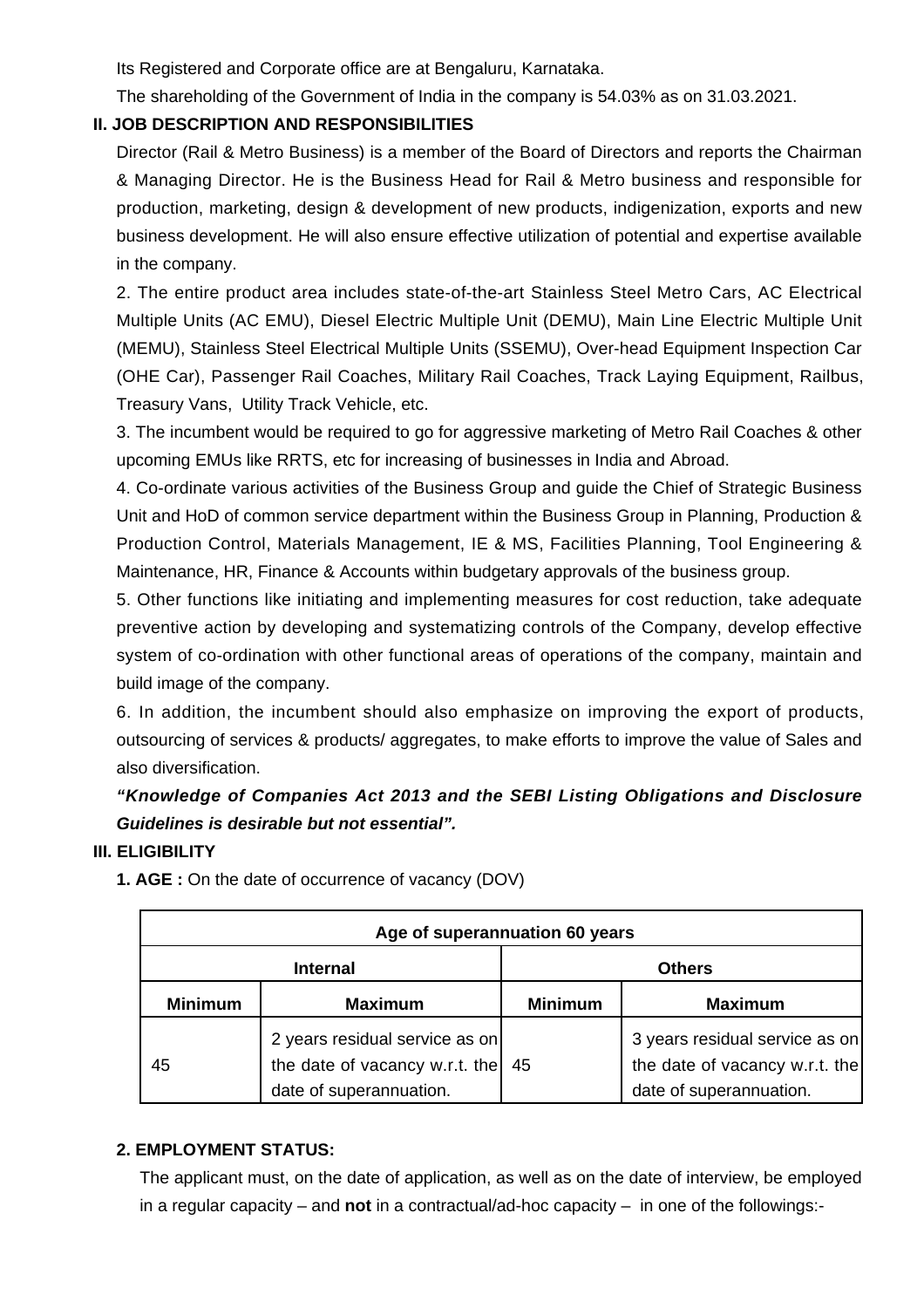Its Registered and Corporate office are at Bengaluru, Karnataka.

The shareholding of the Government of India in the company is 54.03% as on 31.03.2021.

## II. JOB DESCRIPTION AND RESPONSIBILITIES

Director (Rail & Metro Business) is a member of the Board of Directors and reports the Chairman & Managing Director. He is the Business Head for Rail & Metro business and responsible for production, marketing, design & development of new products, indigenization, exports and new business development. He will also ensure effective utilization of potential and expertise available in the company.

2. The entire product area includes state-of-the-art Stainless Steel Metro Cars, AC Electrical Multiple Units (AC EMU), Diesel Electric Multiple Unit (DEMU), Main Line Electric Multiple Unit (MEMU), Stainless Steel Electrical Multiple Units (SSEMU), Over-head Equipment Inspection Car (OHE Car), Passenger Rail Coaches, Military Rail Coaches, Track Laying Equipment, Railbus, Treasury Vans, Utility Track Vehicle, etc.

3. The incumbent would be required to go for aggressive marketing of Metro Rail Coaches & other upcoming EMUs like RRTS, etc for increasing of businesses in India and Abroad.

4. Co-ordinate various activities of the Business Group and guide the Chief of Strategic Business Unit and HoD of common service department within the Business Group in Planning, Production & Production Control, Materials Management, IE & MS, Facilities Planning, Tool Engineering & Maintenance, HR, Finance & Accounts within budgetary approvals of the business group.

5. Other functions like initiating and implementing measures for cost reduction, take adequate preventive action by developing and systematizing controls of the Company, develop effective system of co-ordination with other functional areas of operations of the company, maintain and build image of the company.

6. In addition, the incumbent should also emphasize on improving the export of products, outsourcing of services & products/ aggregates, to make efforts to improve the value of Sales and also diversification.

***"Knowledge of Companies Act 2013 and the SEBI Listing Obligations and Disclosure Guidelines is desirable but not essential".***

## III. ELIGIBILITY

**1. AGE :** On the date of occurrence of vacancy (DOV)

| Age of superannuation 60 years | | | |
|---|---|---|---|
| **Internal** | | **Others** | |
| **Minimum** | **Maximum** | **Minimum** | **Maximum** |
| 45 | 2 years residual service as on the date of vacancy w.r.t. the date of superannuation. | 45 | 3 years residual service as on the date of vacancy w.r.t. the date of superannuation. |

**2. EMPLOYMENT STATUS:**

The applicant must, on the date of application, as well as on the date of interview, be employed in a regular capacity – and **not** in a contractual/ad-hoc capacity – in one of the followings:-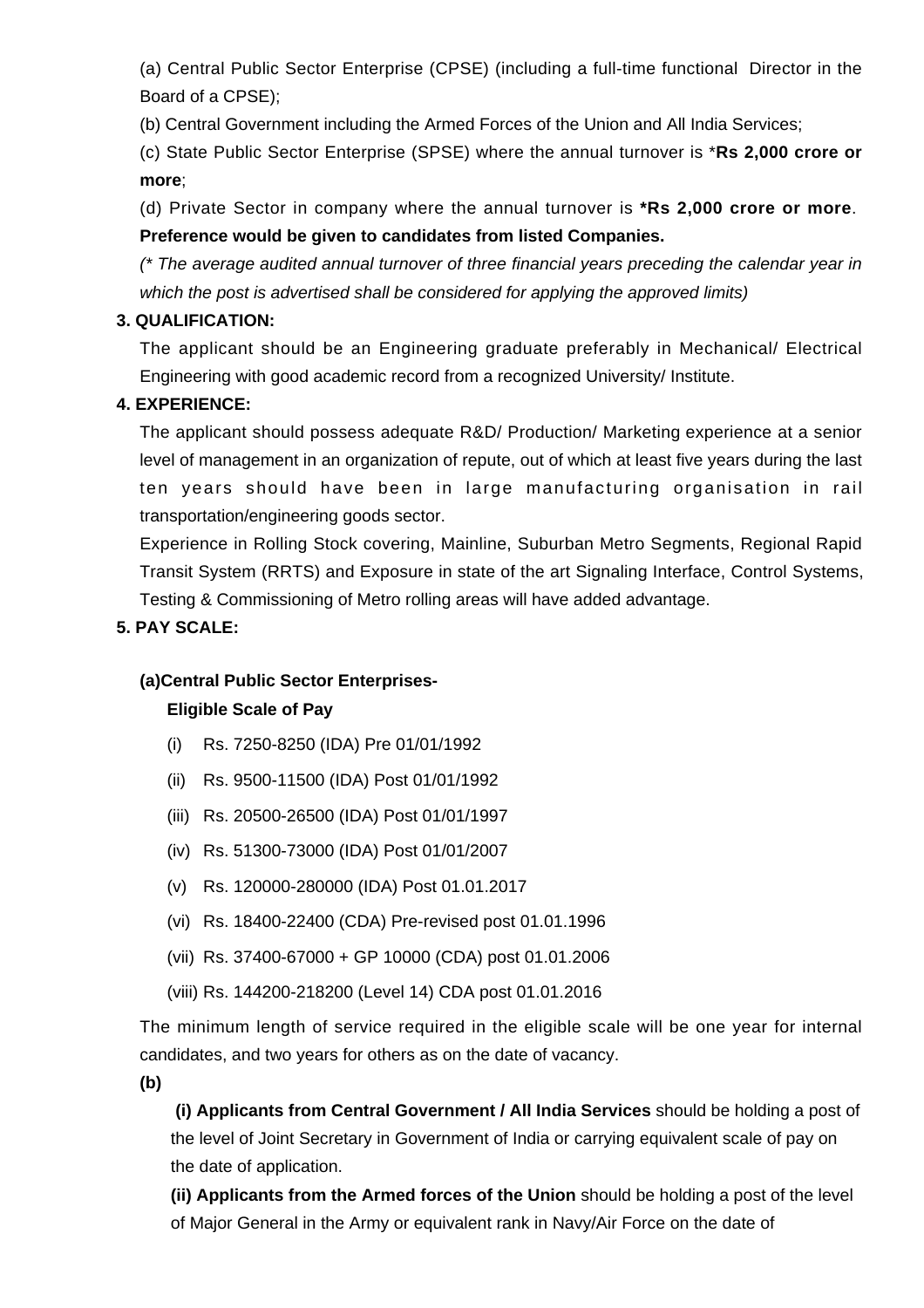(a) Central Public Sector Enterprise (CPSE) (including a full-time functional Director in the Board of a CPSE);

(b) Central Government including the Armed Forces of the Union and All India Services;

(c) State Public Sector Enterprise (SPSE) where the annual turnover is ***Rs 2,000 crore or more**;

(d) Private Sector in company where the annual turnover is ***Rs 2,000 crore or more**. **Preference would be given to candidates from listed Companies.**

*(* The average audited annual turnover of three financial years preceding the calendar year in which the post is advertised shall be considered for applying the approved limits)*

**3. QUALIFICATION:**

The applicant should be an Engineering graduate preferably in Mechanical/ Electrical Engineering with good academic record from a recognized University/ Institute.

**4. EXPERIENCE:**

The applicant should possess adequate R&D/ Production/ Marketing experience at a senior level of management in an organization of repute, out of which at least five years during the last ten years should have been in large manufacturing organisation in rail transportation/engineering goods sector.

Experience in Rolling Stock covering, Mainline, Suburban Metro Segments, Regional Rapid Transit System (RRTS) and Exposure in state of the art Signaling Interface, Control Systems, Testing & Commissioning of Metro rolling areas will have added advantage.

**5. PAY SCALE:**

**(a)Central Public Sector Enterprises-**

**Eligible Scale of Pay**

(i) Rs. 7250-8250 (IDA) Pre 01/01/1992

(ii) Rs. 9500-11500 (IDA) Post 01/01/1992

(iii) Rs. 20500-26500 (IDA) Post 01/01/1997

(iv) Rs. 51300-73000 (IDA) Post 01/01/2007

(v) Rs. 120000-280000 (IDA) Post 01.01.2017

(vi) Rs. 18400-22400 (CDA) Pre-revised post 01.01.1996

(vii) Rs. 37400-67000 + GP 10000 (CDA) post 01.01.2006

(viii) Rs. 144200-218200 (Level 14) CDA post 01.01.2016

The minimum length of service required in the eligible scale will be one year for internal candidates, and two years for others as on the date of vacancy.

**(b)**

**(i) Applicants from Central Government / All India Services** should be holding a post of the level of Joint Secretary in Government of India or carrying equivalent scale of pay on the date of application.

**(ii) Applicants from the Armed forces of the Union** should be holding a post of the level of Major General in the Army or equivalent rank in Navy/Air Force on the date of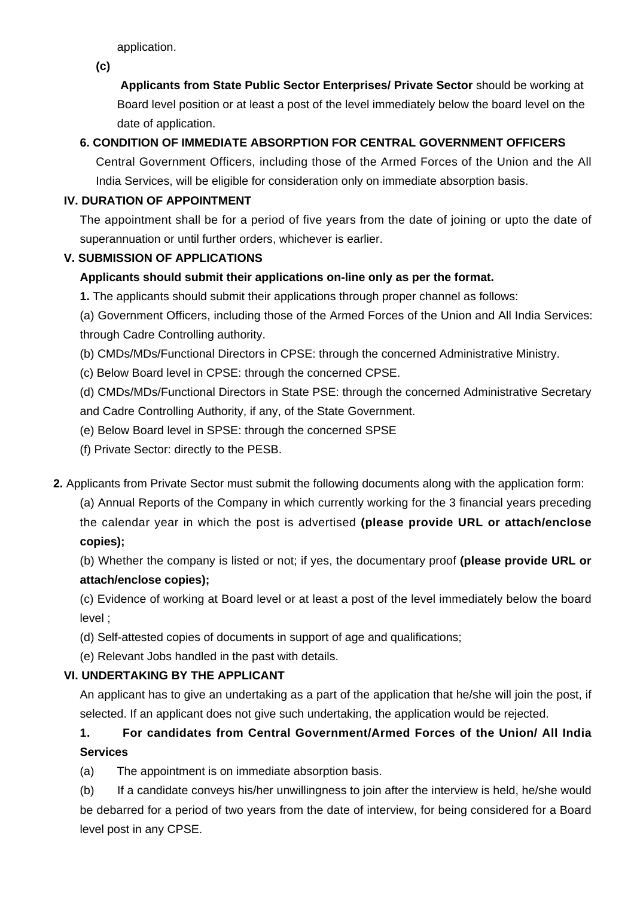application.

**(c)**

**Applicants from State Public Sector Enterprises/ Private Sector** should be working at Board level position or at least a post of the level immediately below the board level on the date of application.

**6. CONDITION OF IMMEDIATE ABSORPTION FOR CENTRAL GOVERNMENT OFFICERS**

Central Government Officers, including those of the Armed Forces of the Union and the All India Services, will be eligible for consideration only on immediate absorption basis.

## IV. DURATION OF APPOINTMENT

The appointment shall be for a period of five years from the date of joining or upto the date of superannuation or until further orders, whichever is earlier.

## V. SUBMISSION OF APPLICATIONS

**Applicants should submit their applications on-line only as per the format.**

**1.** The applicants should submit their applications through proper channel as follows:

(a) Government Officers, including those of the Armed Forces of the Union and All India Services: through Cadre Controlling authority.

(b) CMDs/MDs/Functional Directors in CPSE: through the concerned Administrative Ministry.

(c) Below Board level in CPSE: through the concerned CPSE.

(d) CMDs/MDs/Functional Directors in State PSE: through the concerned Administrative Secretary and Cadre Controlling Authority, if any, of the State Government.

(e) Below Board level in SPSE: through the concerned SPSE

(f) Private Sector: directly to the PESB.

**2.** Applicants from Private Sector must submit the following documents along with the application form:

(a) Annual Reports of the Company in which currently working for the 3 financial years preceding the calendar year in which the post is advertised **(please provide URL or attach/enclose copies);**

(b) Whether the company is listed or not; if yes, the documentary proof **(please provide URL or attach/enclose copies);**

(c) Evidence of working at Board level or at least a post of the level immediately below the board level ;

(d) Self-attested copies of documents in support of age and qualifications;

(e) Relevant Jobs handled in the past with details.

## VI. UNDERTAKING BY THE APPLICANT

An applicant has to give an undertaking as a part of the application that he/she will join the post, if selected. If an applicant does not give such undertaking, the application would be rejected.

**1. For candidates from Central Government/Armed Forces of the Union/ All India Services**

(a) The appointment is on immediate absorption basis.

(b) If a candidate conveys his/her unwillingness to join after the interview is held, he/she would be debarred for a period of two years from the date of interview, for being considered for a Board level post in any CPSE.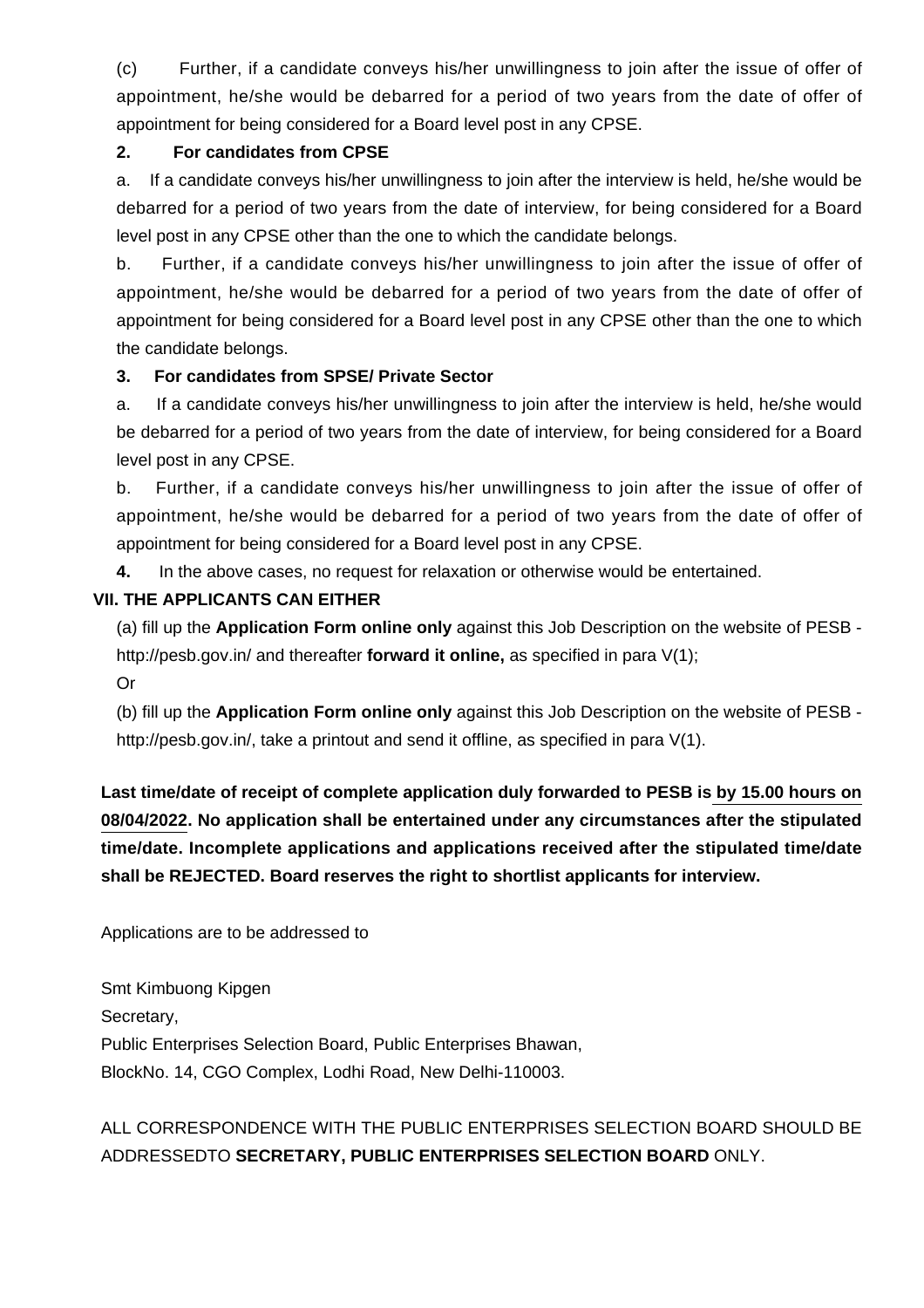(c) Further, if a candidate conveys his/her unwillingness to join after the issue of offer of appointment, he/she would be debarred for a period of two years from the date of offer of appointment for being considered for a Board level post in any CPSE.

**2. For candidates from CPSE**

a. If a candidate conveys his/her unwillingness to join after the interview is held, he/she would be debarred for a period of two years from the date of interview, for being considered for a Board level post in any CPSE other than the one to which the candidate belongs.

b. Further, if a candidate conveys his/her unwillingness to join after the issue of offer of appointment, he/she would be debarred for a period of two years from the date of offer of appointment for being considered for a Board level post in any CPSE other than the one to which the candidate belongs.

**3. For candidates from SPSE/ Private Sector**

a. If a candidate conveys his/her unwillingness to join after the interview is held, he/she would be debarred for a period of two years from the date of interview, for being considered for a Board level post in any CPSE.

b. Further, if a candidate conveys his/her unwillingness to join after the issue of offer of appointment, he/she would be debarred for a period of two years from the date of offer of appointment for being considered for a Board level post in any CPSE.

**4.** In the above cases, no request for relaxation or otherwise would be entertained.

**VII. THE APPLICANTS CAN EITHER**

(a) fill up the **Application Form online only** against this Job Description on the website of PESB - http://pesb.gov.in/ and thereafter **forward it online,** as specified in para V(1);

Or

(b) fill up the **Application Form online only** against this Job Description on the website of PESB - http://pesb.gov.in/, take a printout and send it offline, as specified in para V(1).

**Last time/date of receipt of complete application duly forwarded to PESB is by 15.00 hours on 08/04/2022. No application shall be entertained under any circumstances after the stipulated time/date. Incomplete applications and applications received after the stipulated time/date shall be REJECTED. Board reserves the right to shortlist applicants for interview.**

Applications are to be addressed to

Smt Kimbuong Kipgen
Secretary,
Public Enterprises Selection Board, Public Enterprises Bhawan,
BlockNo. 14, CGO Complex, Lodhi Road, New Delhi-110003.

ALL CORRESPONDENCE WITH THE PUBLIC ENTERPRISES SELECTION BOARD SHOULD BE ADDRESSEDTO **SECRETARY, PUBLIC ENTERPRISES SELECTION BOARD** ONLY.